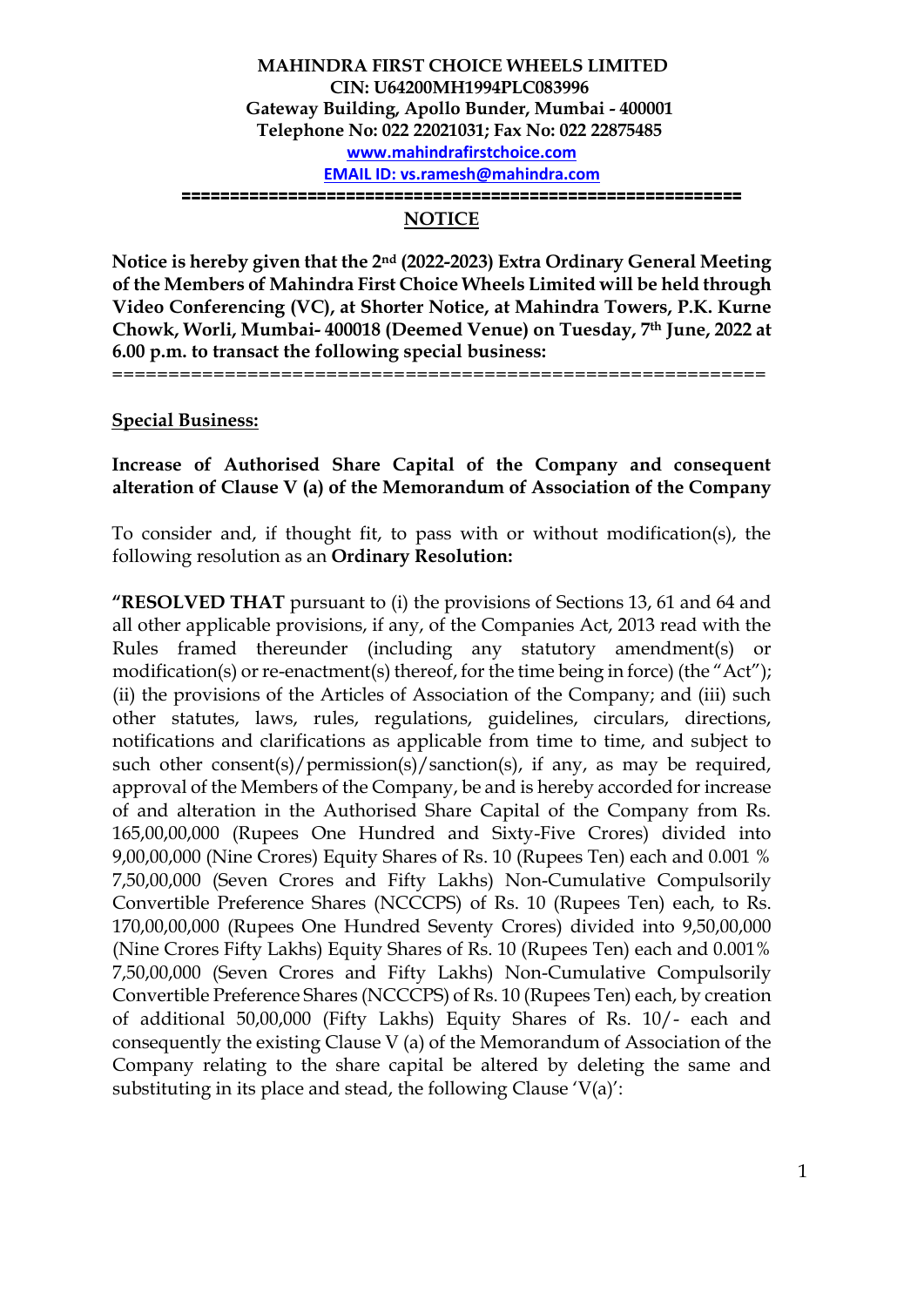**MAHINDRA FIRST CHOICE WHEELS LIMITED**
**CIN: U64200MH1994PLC083996**
**Gateway Building, Apollo Bunder, Mumbai - 400001**
**Telephone No: 022 22021031; Fax No: 022 22875485**
**www.mahindrafirstchoice.com**
**EMAIL ID: vs.ramesh@mahindra.com**

==========================================================

## NOTICE

**Notice is hereby given that the 2nd (2022-2023) Extra Ordinary General Meeting of the Members of Mahindra First Choice Wheels Limited will be held through Video Conferencing (VC), at Shorter Notice, at Mahindra Towers, P.K. Kurne Chowk, Worli, Mumbai- 400018 (Deemed Venue) on Tuesday, 7th June, 2022 at 6.00 p.m. to transact the following special business:**

==========================================================

**Special Business:**

**Increase of Authorised Share Capital of the Company and consequent alteration of Clause V (a) of the Memorandum of Association of the Company**

To consider and, if thought fit, to pass with or without modification(s), the following resolution as an **Ordinary Resolution:**

**"RESOLVED THAT** pursuant to (i) the provisions of Sections 13, 61 and 64 and all other applicable provisions, if any, of the Companies Act, 2013 read with the Rules framed thereunder (including any statutory amendment(s) or modification(s) or re-enactment(s) thereof, for the time being in force) (the "Act"); (ii) the provisions of the Articles of Association of the Company; and (iii) such other statutes, laws, rules, regulations, guidelines, circulars, directions, notifications and clarifications as applicable from time to time, and subject to such other consent(s)/permission(s)/sanction(s), if any, as may be required, approval of the Members of the Company, be and is hereby accorded for increase of and alteration in the Authorised Share Capital of the Company from Rs. 165,00,00,000 (Rupees One Hundred and Sixty-Five Crores) divided into 9,00,00,000 (Nine Crores) Equity Shares of Rs. 10 (Rupees Ten) each and 0.001 % 7,50,00,000 (Seven Crores and Fifty Lakhs) Non-Cumulative Compulsorily Convertible Preference Shares (NCCCPS) of Rs. 10 (Rupees Ten) each, to Rs. 170,00,00,000 (Rupees One Hundred Seventy Crores) divided into 9,50,00,000 (Nine Crores Fifty Lakhs) Equity Shares of Rs. 10 (Rupees Ten) each and 0.001% 7,50,00,000 (Seven Crores and Fifty Lakhs) Non-Cumulative Compulsorily Convertible Preference Shares (NCCCPS) of Rs. 10 (Rupees Ten) each, by creation of additional 50,00,000 (Fifty Lakhs) Equity Shares of Rs. 10/- each and consequently the existing Clause V (a) of the Memorandum of Association of the Company relating to the share capital be altered by deleting the same and substituting in its place and stead, the following Clause 'V(a)':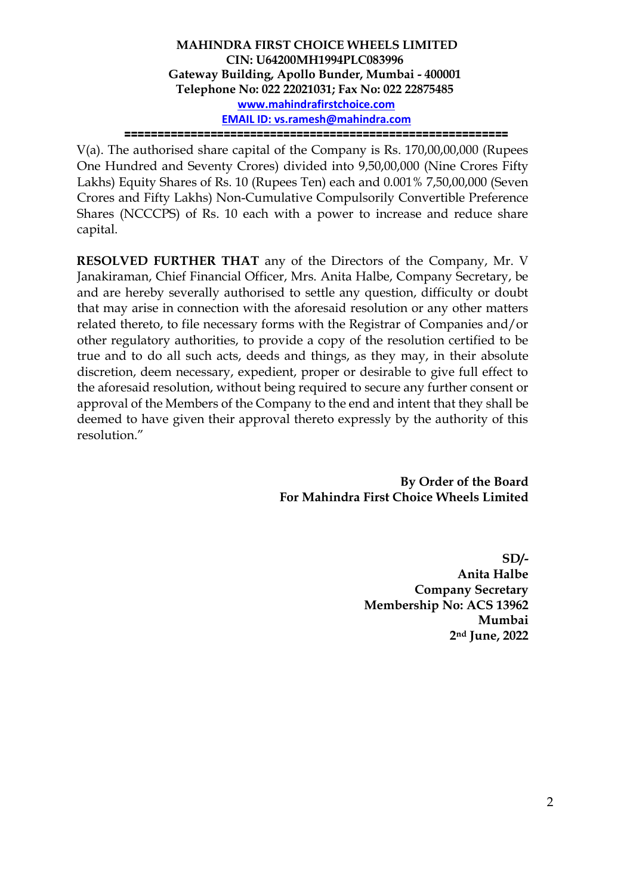**MAHINDRA FIRST CHOICE WHEELS LIMITED**
**CIN: U64200MH1994PLC083996**
**Gateway Building, Apollo Bunder, Mumbai - 400001**
**Telephone No: 022 22021031; Fax No: 022 22875485**
**www.mahindrafirstchoice.com**
**EMAIL ID: vs.ramesh@mahindra.com**

===========================================================

V(a). The authorised share capital of the Company is Rs. 170,00,00,000 (Rupees One Hundred and Seventy Crores) divided into 9,50,00,000 (Nine Crores Fifty Lakhs) Equity Shares of Rs. 10 (Rupees Ten) each and 0.001% 7,50,00,000 (Seven Crores and Fifty Lakhs) Non-Cumulative Compulsorily Convertible Preference Shares (NCCCPS) of Rs. 10 each with a power to increase and reduce share capital.

**RESOLVED FURTHER THAT** any of the Directors of the Company, Mr. V Janakiraman, Chief Financial Officer, Mrs. Anita Halbe, Company Secretary, be and are hereby severally authorised to settle any question, difficulty or doubt that may arise in connection with the aforesaid resolution or any other matters related thereto, to file necessary forms with the Registrar of Companies and/or other regulatory authorities, to provide a copy of the resolution certified to be true and to do all such acts, deeds and things, as they may, in their absolute discretion, deem necessary, expedient, proper or desirable to give full effect to the aforesaid resolution, without being required to secure any further consent or approval of the Members of the Company to the end and intent that they shall be deemed to have given their approval thereto expressly by the authority of this resolution."

**By Order of the Board**
**For Mahindra First Choice Wheels Limited**

**SD/-**
**Anita Halbe**
**Company Secretary**
**Membership No: ACS 13962**
**Mumbai**
**2nd June, 2022**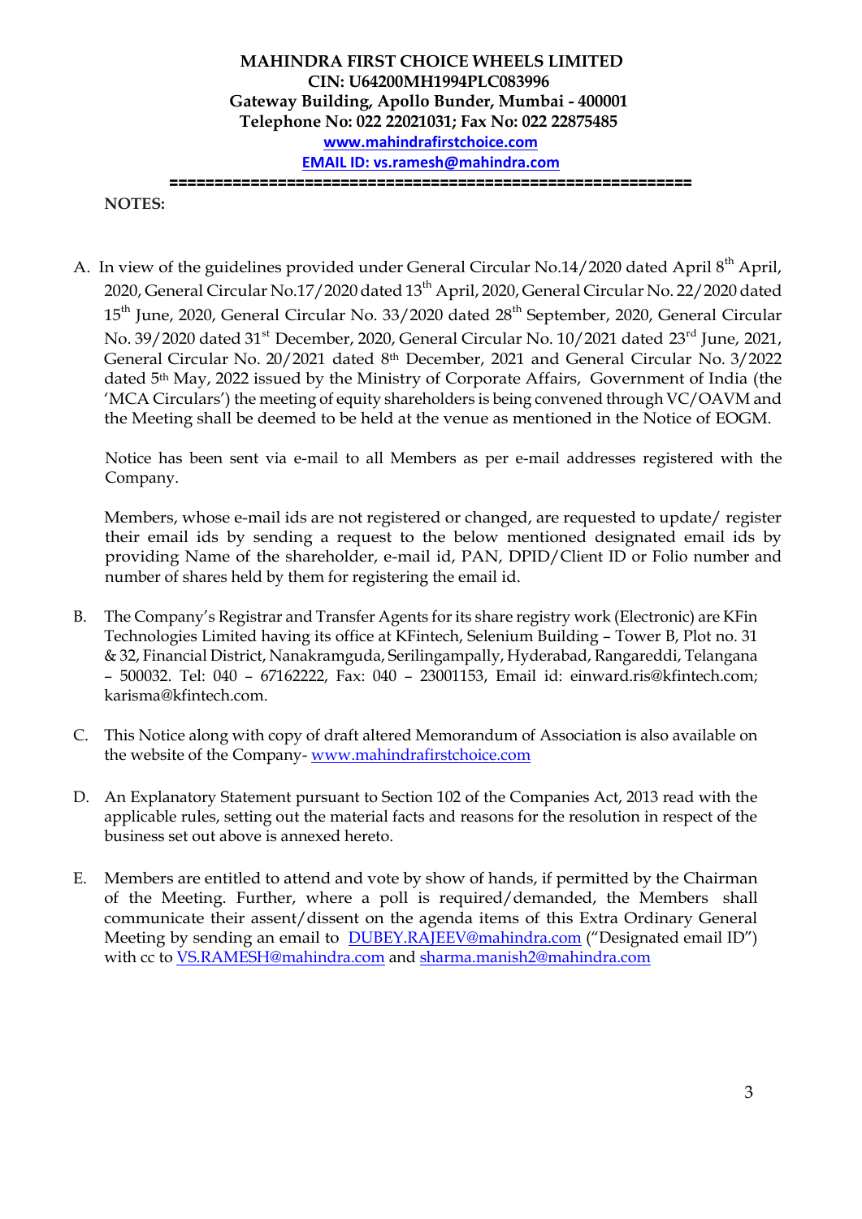**MAHINDRA FIRST CHOICE WHEELS LIMITED**
**CIN: U64200MH1994PLC083996**
**Gateway Building, Apollo Bunder, Mumbai - 400001**
**Telephone No: 022 22021031; Fax No: 022 22875485**
**www.mahindrafirstchoice.com**
**EMAIL ID: vs.ramesh@mahindra.com**

==========================================================

**NOTES:**

A. In view of the guidelines provided under General Circular No.14/2020 dated April 8th April, 2020, General Circular No.17/2020 dated 13th April, 2020, General Circular No. 22/2020 dated 15th June, 2020, General Circular No. 33/2020 dated 28th September, 2020, General Circular No. 39/2020 dated 31st December, 2020, General Circular No. 10/2021 dated 23rd June, 2021, General Circular No. 20/2021 dated 8th December, 2021 and General Circular No. 3/2022 dated 5th May, 2022 issued by the Ministry of Corporate Affairs, Government of India (the 'MCA Circulars') the meeting of equity shareholders is being convened through VC/OAVM and the Meeting shall be deemed to be held at the venue as mentioned in the Notice of EOGM.

   Notice has been sent via e-mail to all Members as per e-mail addresses registered with the Company.

   Members, whose e-mail ids are not registered or changed, are requested to update/ register their email ids by sending a request to the below mentioned designated email ids by providing Name of the shareholder, e-mail id, PAN, DPID/Client ID or Folio number and number of shares held by them for registering the email id.

B. The Company's Registrar and Transfer Agents for its share registry work (Electronic) are KFin Technologies Limited having its office at KFintech, Selenium Building – Tower B, Plot no. 31 & 32, Financial District, Nanakramguda, Serilingampally, Hyderabad, Rangareddi, Telangana – 500032. Tel: 040 – 67162222, Fax: 040 – 23001153, Email id: einward.ris@kfintech.com; karisma@kfintech.com.

C. This Notice along with copy of draft altered Memorandum of Association is also available on the website of the Company- www.mahindrafirstchoice.com

D. An Explanatory Statement pursuant to Section 102 of the Companies Act, 2013 read with the applicable rules, setting out the material facts and reasons for the resolution in respect of the business set out above is annexed hereto.

E. Members are entitled to attend and vote by show of hands, if permitted by the Chairman of the Meeting. Further, where a poll is required/demanded, the Members shall communicate their assent/dissent on the agenda items of this Extra Ordinary General Meeting by sending an email to DUBEY.RAJEEV@mahindra.com ("Designated email ID") with cc to VS.RAMESH@mahindra.com and sharma.manish2@mahindra.com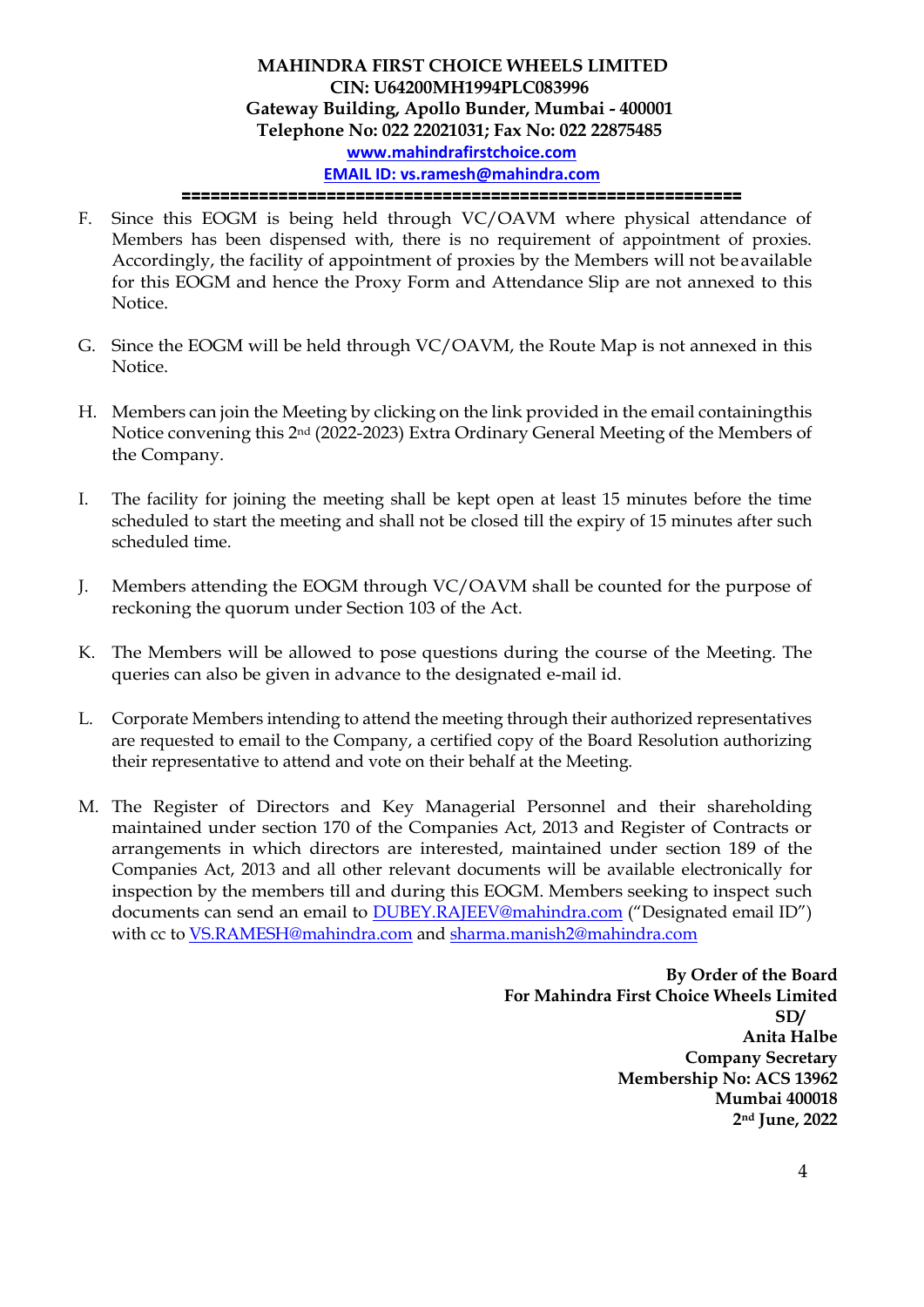**MAHINDRA FIRST CHOICE WHEELS LIMITED**
**CIN: U64200MH1994PLC083996**
**Gateway Building, Apollo Bunder, Mumbai - 400001**
**Telephone No: 022 22021031; Fax No: 022 22875485**
**www.mahindrafirstchoice.com**
**EMAIL ID: vs.ramesh@mahindra.com**

=========================================================

F. Since this EOGM is being held through VC/OAVM where physical attendance of Members has been dispensed with, there is no requirement of appointment of proxies. Accordingly, the facility of appointment of proxies by the Members will not be available for this EOGM and hence the Proxy Form and Attendance Slip are not annexed to this Notice.

G. Since the EOGM will be held through VC/OAVM, the Route Map is not annexed in this Notice.

H. Members can join the Meeting by clicking on the link provided in the email containing this Notice convening this 2nd (2022-2023) Extra Ordinary General Meeting of the Members of the Company.

I. The facility for joining the meeting shall be kept open at least 15 minutes before the time scheduled to start the meeting and shall not be closed till the expiry of 15 minutes after such scheduled time.

J. Members attending the EOGM through VC/OAVM shall be counted for the purpose of reckoning the quorum under Section 103 of the Act.

K. The Members will be allowed to pose questions during the course of the Meeting. The queries can also be given in advance to the designated e-mail id.

L. Corporate Members intending to attend the meeting through their authorized representatives are requested to email to the Company, a certified copy of the Board Resolution authorizing their representative to attend and vote on their behalf at the Meeting.

M. The Register of Directors and Key Managerial Personnel and their shareholding maintained under section 170 of the Companies Act, 2013 and Register of Contracts or arrangements in which directors are interested, maintained under section 189 of the Companies Act, 2013 and all other relevant documents will be available electronically for inspection by the members till and during this EOGM. Members seeking to inspect such documents can send an email to DUBEY.RAJEEV@mahindra.com ("Designated email ID") with cc to VS.RAMESH@mahindra.com and sharma.manish2@mahindra.com

**By Order of the Board**
**For Mahindra First Choice Wheels Limited**
**SD/**
**Anita Halbe**
**Company Secretary**
**Membership No: ACS 13962**
**Mumbai 400018**
**2nd June, 2022**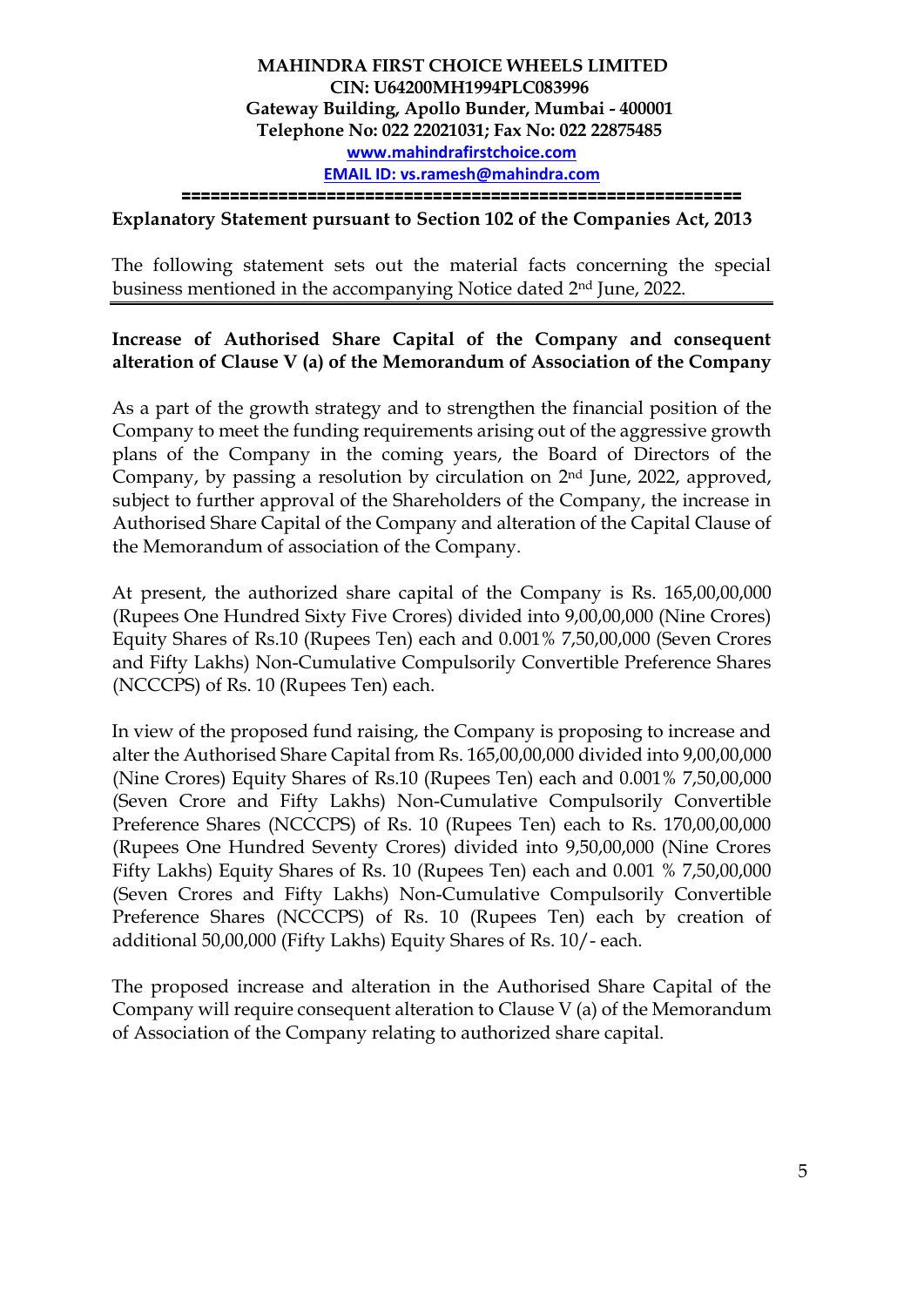**MAHINDRA FIRST CHOICE WHEELS LIMITED**
**CIN: U64200MH1994PLC083996**
**Gateway Building, Apollo Bunder, Mumbai - 400001**
**Telephone No: 022 22021031; Fax No: 022 22875485**
**www.mahindrafirstchoice.com**
**EMAIL ID: vs.ramesh@mahindra.com**

---

**Explanatory Statement pursuant to Section 102 of the Companies Act, 2013**

The following statement sets out the material facts concerning the special business mentioned in the accompanying Notice dated 2nd June, 2022.

---

**Increase of Authorised Share Capital of the Company and consequent alteration of Clause V (a) of the Memorandum of Association of the Company**

As a part of the growth strategy and to strengthen the financial position of the Company to meet the funding requirements arising out of the aggressive growth plans of the Company in the coming years, the Board of Directors of the Company, by passing a resolution by circulation on 2nd June, 2022, approved, subject to further approval of the Shareholders of the Company, the increase in Authorised Share Capital of the Company and alteration of the Capital Clause of the Memorandum of association of the Company.

At present, the authorized share capital of the Company is Rs. 165,00,00,000 (Rupees One Hundred Sixty Five Crores) divided into 9,00,00,000 (Nine Crores) Equity Shares of Rs.10 (Rupees Ten) each and 0.001% 7,50,00,000 (Seven Crores and Fifty Lakhs) Non-Cumulative Compulsorily Convertible Preference Shares (NCCCPS) of Rs. 10 (Rupees Ten) each.

In view of the proposed fund raising, the Company is proposing to increase and alter the Authorised Share Capital from Rs. 165,00,00,000 divided into 9,00,00,000 (Nine Crores) Equity Shares of Rs.10 (Rupees Ten) each and 0.001% 7,50,00,000 (Seven Crore and Fifty Lakhs) Non-Cumulative Compulsorily Convertible Preference Shares (NCCCPS) of Rs. 10 (Rupees Ten) each to Rs. 170,00,00,000 (Rupees One Hundred Seventy Crores) divided into 9,50,00,000 (Nine Crores Fifty Lakhs) Equity Shares of Rs. 10 (Rupees Ten) each and 0.001 % 7,50,00,000 (Seven Crores and Fifty Lakhs) Non-Cumulative Compulsorily Convertible Preference Shares (NCCCPS) of Rs. 10 (Rupees Ten) each by creation of additional 50,00,000 (Fifty Lakhs) Equity Shares of Rs. 10/- each.

The proposed increase and alteration in the Authorised Share Capital of the Company will require consequent alteration to Clause V (a) of the Memorandum of Association of the Company relating to authorized share capital.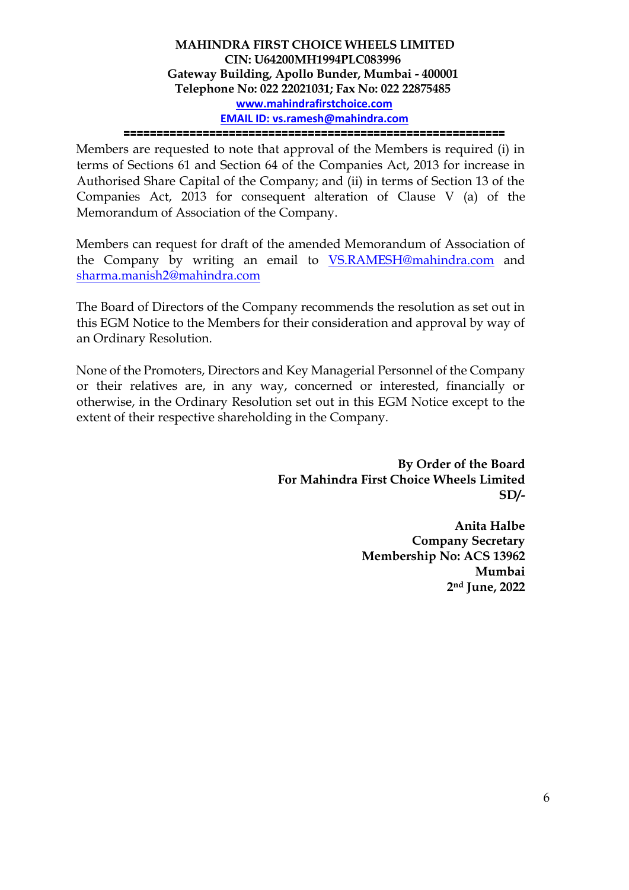**MAHINDRA FIRST CHOICE WHEELS LIMITED**
**CIN: U64200MH1994PLC083996**
**Gateway Building, Apollo Bunder, Mumbai - 400001**
**Telephone No: 022 22021031; Fax No: 022 22875485**
**www.mahindrafirstchoice.com**
**EMAIL ID: vs.ramesh@mahindra.com**

==========================================================

Members are requested to note that approval of the Members is required (i) in terms of Sections 61 and Section 64 of the Companies Act, 2013 for increase in Authorised Share Capital of the Company; and (ii) in terms of Section 13 of the Companies Act, 2013 for consequent alteration of Clause V (a) of the Memorandum of Association of the Company.

Members can request for draft of the amended Memorandum of Association of the Company by writing an email to VS.RAMESH@mahindra.com and sharma.manish2@mahindra.com

The Board of Directors of the Company recommends the resolution as set out in this EGM Notice to the Members for their consideration and approval by way of an Ordinary Resolution.

None of the Promoters, Directors and Key Managerial Personnel of the Company or their relatives are, in any way, concerned or interested, financially or otherwise, in the Ordinary Resolution set out in this EGM Notice except to the extent of their respective shareholding in the Company.

**By Order of the Board**
**For Mahindra First Choice Wheels Limited**
**SD/-**

**Anita Halbe**
**Company Secretary**
**Membership No: ACS 13962**
**Mumbai**
**2nd June, 2022**